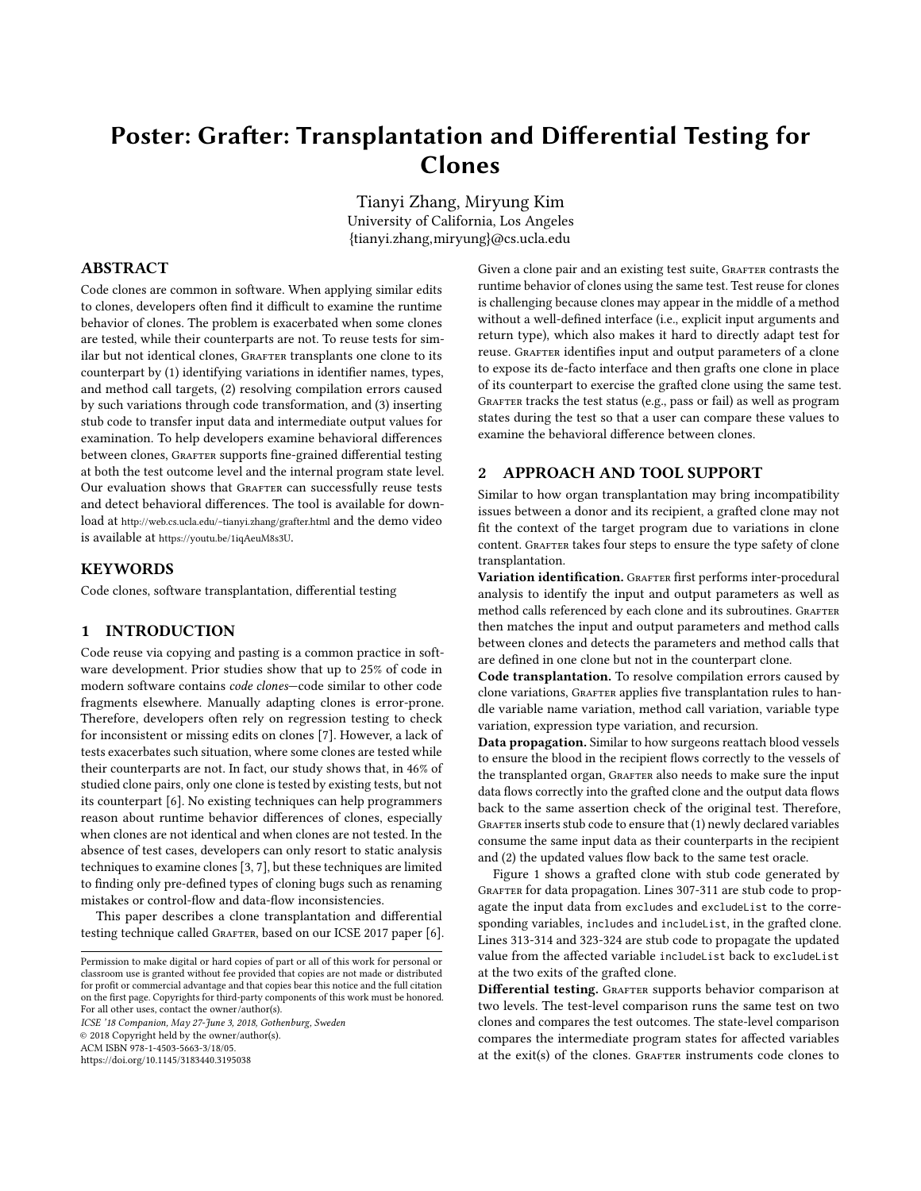# Poster: Grafter: Transplantation and Differential Testing for Clones

Tianyi Zhang, Miryung Kim
University of California, Los Angeles
{tianyi.zhang,miryung}@cs.ucla.edu

## ABSTRACT

Code clones are common in software. When applying similar edits to clones, developers often find it difficult to examine the runtime behavior of clones. The problem is exacerbated when some clones are tested, while their counterparts are not. To reuse tests for similar but not identical clones, Grafter transplants one clone to its counterpart by (1) identifying variations in identifier names, types, and method call targets, (2) resolving compilation errors caused by such variations through code transformation, and (3) inserting stub code to transfer input data and intermediate output values for examination. To help developers examine behavioral differences between clones, Grafter supports fine-grained differential testing at both the test outcome level and the internal program state level. Our evaluation shows that Grafter can successfully reuse tests and detect behavioral differences. The tool is available for download at http://web.cs.ucla.edu/~tianyi.zhang/grafter.html and the demo video is available at https://youtu.be/1iqAeuM8s3U.

## KEYWORDS

Code clones, software transplantation, differential testing

## 1 INTRODUCTION

Code reuse via copying and pasting is a common practice in software development. Prior studies show that up to 25% of code in modern software contains *code clones*—code similar to other code fragments elsewhere. Manually adapting clones is error-prone. Therefore, developers often rely on regression testing to check for inconsistent or missing edits on clones [7]. However, a lack of tests exacerbates such situation, where some clones are tested while their counterparts are not. In fact, our study shows that, in 46% of studied clone pairs, only one clone is tested by existing tests, but not its counterpart [6]. No existing techniques can help programmers reason about runtime behavior differences of clones, especially when clones are not identical and when clones are not tested. In the absence of test cases, developers can only resort to static analysis techniques to examine clones [3, 7], but these techniques are limited to finding only pre-defined types of cloning bugs such as renaming mistakes or control-flow and data-flow inconsistencies.

This paper describes a clone transplantation and differential testing technique called Grafter, based on our ICSE 2017 paper [6]. Given a clone pair and an existing test suite, Grafter contrasts the runtime behavior of clones using the same test. Test reuse for clones is challenging because clones may appear in the middle of a method without a well-defined interface (i.e., explicit input arguments and return type), which also makes it hard to directly adapt test for reuse. Grafter identifies input and output parameters of a clone to expose its de-facto interface and then grafts one clone in place of its counterpart to exercise the grafted clone using the same test. Grafter tracks the test status (e.g., pass or fail) as well as program states during the test so that a user can compare these values to examine the behavioral difference between clones.

## 2 APPROACH AND TOOL SUPPORT

Similar to how organ transplantation may bring incompatibility issues between a donor and its recipient, a grafted clone may not fit the context of the target program due to variations in clone content. Grafter takes four steps to ensure the type safety of clone transplantation.

**Variation identification.** Grafter first performs inter-procedural analysis to identify the input and output parameters as well as method calls referenced by each clone and its subroutines. Grafter then matches the input and output parameters and method calls between clones and detects the parameters and method calls that are defined in one clone but not in the counterpart clone.

**Code transplantation.** To resolve compilation errors caused by clone variations, Grafter applies five transplantation rules to handle variable name variation, method call variation, variable type variation, expression type variation, and recursion.

**Data propagation.** Similar to how surgeons reattach blood vessels to ensure the blood in the recipient flows correctly to the vessels of the transplanted organ, Grafter also needs to make sure the input data flows correctly into the grafted clone and the output data flows back to the same assertion check of the original test. Therefore, Grafter inserts stub code to ensure that (1) newly declared variables consume the same input data as their counterparts in the recipient and (2) the updated values flow back to the same test oracle.

Figure 1 shows a grafted clone with stub code generated by Grafter for data propagation. Lines 307-311 are stub code to propagate the input data from `excludes` and `excludeList` to the corresponding variables, `includes` and `includeList`, in the grafted clone. Lines 313-314 and 323-324 are stub code to propagate the updated value from the affected variable `includeList` back to `excludeList` at the two exits of the grafted clone.

**Differential testing.** Grafter supports behavior comparison at two levels. The test-level comparison runs the same test on two clones and compares the test outcomes. The state-level comparison compares the intermediate program states for affected variables at the exit(s) of the clones. Grafter instruments code clones to

---

Permission to make digital or hard copies of part or all of this work for personal or classroom use is granted without fee provided that copies are not made or distributed for profit or commercial advantage and that copies bear this notice and the full citation on the first page. Copyrights for third-party components of this work must be honored. For all other uses, contact the owner/author(s).
*ICSE '18 Companion, May 27-June 3, 2018, Gothenburg, Sweden*
© 2018 Copyright held by the owner/author(s).
ACM ISBN 978-1-4503-5663-3/18/05.
https://doi.org/10.1145/3183440.3195038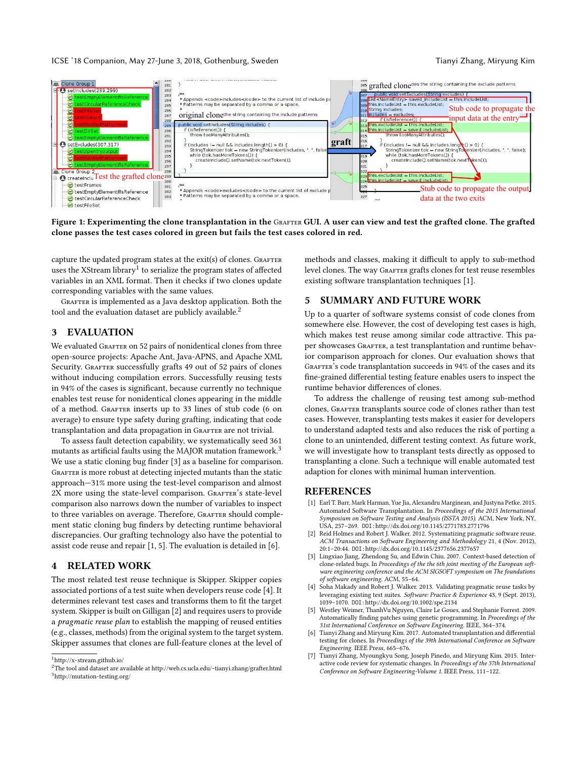**Figure 1: Experimenting the clone transplantation in the Grafter GUI. A user can view and test the grafted clone. The grafted clone passes the test cases colored in green but fails the test cases colored in red.**

capture the updated program states at the exit(s) of clones. Grafter uses the XStream library[1] to serialize the program states of affected variables in an XML format. Then it checks if two clones update corresponding variables with the same values.

Grafter is implemented as a Java desktop application. Both the tool and the evaluation dataset are publicly available.[2]

## 3 EVALUATION

We evaluated Grafter on 52 pairs of nonidentical clones from three open-source projects: Apache Ant, Java-APNS, and Apache XML Security. Grafter successfully grafts 49 out of 52 pairs of clones without inducing compilation errors. Successfully reusing tests in 94% of the cases is significant, because currently no technique enables test reuse for nonidentical clones appearing in the middle of a method. Grafter inserts up to 33 lines of stub code (6 on average) to ensure type safety during grafting, indicating that code transplantation and data propagation in Grafter are not trivial.

To assess fault detection capability, we systematically seed 361 mutants as artificial faults using the MAJOR mutation framework.[3] We use a static cloning bug finder [3] as a baseline for comparison. Grafter is more robust at detecting injected mutants than the static approach—31% more using the test-level comparison and almost 2X more using the state-level comparison. Grafter's state-level comparison also narrows down the number of variables to inspect to three variables on average. Therefore, Grafter should complement static cloning bug finders by detecting runtime behavioral discrepancies. Our grafting technology also have the potential to assist code reuse and repair [1, 5]. The evaluation is detailed in [6].

## 4 RELATED WORK

The most related test reuse technique is Skipper. Skipper copies associated portions of a test suite when developers reuse code [4]. It determines relevant test cases and transforms them to fit the target system. Skipper is built on Gilligan [2] and requires users to provide a *pragmatic reuse plan* to establish the mapping of reused entities (e.g., classes, methods) from the original system to the target system. Skipper assumes that clones are full-feature clones at the level of methods and classes, making it difficult to apply to sub-method level clones. The way Grafter grafts clones for test reuse resembles existing software transplantation techniques [1].

## 5 SUMMARY AND FUTURE WORK

Up to a quarter of software systems consist of code clones from somewhere else. However, the cost of developing test cases is high, which makes test reuse among similar code attractive. This paper showcases Grafter, a test transplantation and runtime behavior comparison approach for clones. Our evaluation shows that Grafter's code transplantation succeeds in 94% of the cases and its fine-grained differential testing feature enables users to inspect the runtime behavior differences of clones.

To address the challenge of reusing test among sub-method clones, Grafter transplants source code of clones rather than test cases. However, transplanting tests makes it easier for developers to understand adapted tests and also reduces the risk of porting a clone to an unintended, different testing context. As future work, we will investigate how to transplant tests directly as opposed to transplanting a clone. Such a technique will enable automated test adaption for clones with minimal human intervention.

## REFERENCES

[1] Earl T. Barr, Mark Harman, Yue Jia, Alexandru Marginean, and Justyna Petke. 2015. Automated Software Transplantation. In *Proceedings of the 2015 International Symposium on Software Testing and Analysis (ISSTA 2015)*. ACM, New York, NY, USA, 257–269. DOI:http://dx.doi.org/10.1145/2771783.2771796

[2] Reid Holmes and Robert J. Walker. 2012. Systematizing pragmatic software reuse. *ACM Transactions on Software Engineering and Methodology* 21, 4 (Nov. 2012), 20:1–20:44. DOI:http://dx.doi.org/10.1145/2377656.2377657

[3] Lingxiao Jiang, Zhendong Su, and Edwin Chiu. 2007. Context-based detection of clone-related bugs. In *Proceedings of the the 6th joint meeting of the European software engineering conference and the ACM SIGSOFT symposium on The foundations of software engineering*. ACM, 55–64.

[4] Soha Makady and Robert J. Walker. 2013. Validating pragmatic reuse tasks by leveraging existing test suites. *Software: Practice & Experience* 43, 9 (Sept. 2013), 1039–1070. DOI:http://dx.doi.org/10.1002/spe.2134

[5] Westley Weimer, ThanhVu Nguyen, Claire Le Goues, and Stephanie Forrest. 2009. Automatically finding patches using genetic programming. In *Proceedings of the 31st International Conference on Software Engineering*. IEEE, 364–374.

[6] Tianyi Zhang and Miryung Kim. 2017. Automated transplantation and differential testing for clones. In *Proceedings of the 39th International Conference on Software Engineering*. IEEE Press, 665–676.

[7] Tianyi Zhang, Myoungkyu Song, Joseph Pinedo, and Miryung Kim. 2015. Interactive code review for systematic changes. In *Proceedings of the 37th International Conference on Software Engineering-Volume 1*. IEEE Press, 111–122.

[1] http://x-stream.github.io/

[2] The tool and dataset are available at http://web.cs.ucla.edu/~tianyi.zhang/grafter.html

[3] http://mutation-testing.org/